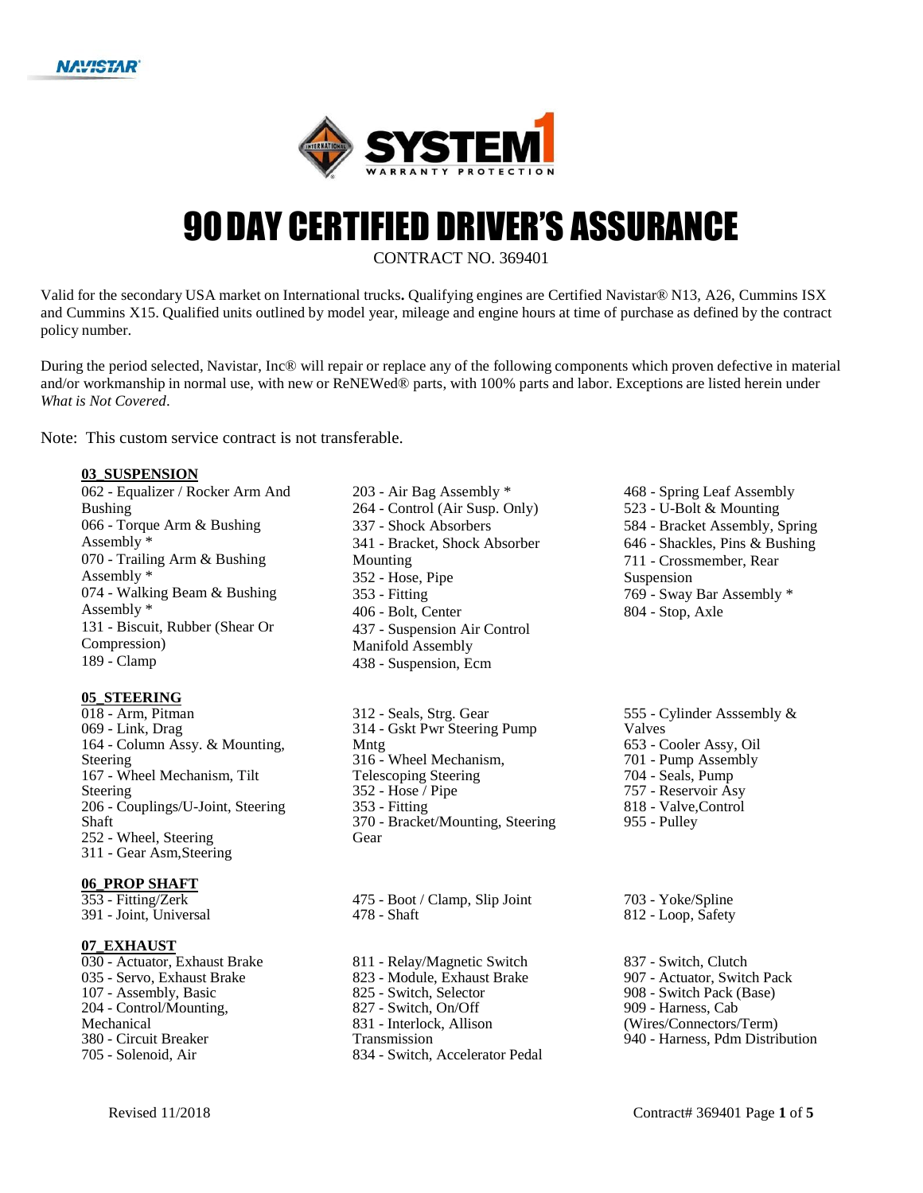# 90 DAY CERTIFIED DRIVER'S ASSURANCE

CONTRACT NO. 369401

Valid for the secondary USA market on International trucks**.** Qualifying engines are Certified Navistar® N13, A26, Cummins ISX and Cummins X15. Qualified units outlined by model year, mileage and engine hours at time of purchase as defined by the contract policy number.

During the period selected, Navistar, Inc® will repair or replace any of the following components which proven defective in material and/or workmanship in normal use, with new or ReNEWed® parts, with 100% parts and labor. Exceptions are listed herein under *What is Not Covered*.

Note: This custom service contract is not transferable.

**03_SUSPENSION**

062 - Equalizer / Rocker Arm And Bushing
066 - Torque Arm & Bushing Assembly *
070 - Trailing Arm & Bushing Assembly *
074 - Walking Beam & Bushing Assembly *
131 - Biscuit, Rubber (Shear Or Compression)
189 - Clamp
203 - Air Bag Assembly *
264 - Control (Air Susp. Only)
337 - Shock Absorbers
341 - Bracket, Shock Absorber Mounting
352 - Hose, Pipe
353 - Fitting
406 - Bolt, Center
437 - Suspension Air Control Manifold Assembly
438 - Suspension, Ecm
468 - Spring Leaf Assembly
523 - U-Bolt & Mounting
584 - Bracket Assembly, Spring
646 - Shackles, Pins & Bushing
711 - Crossmember, Rear Suspension
769 - Sway Bar Assembly *
804 - Stop, Axle

**05_STEERING**

018 - Arm, Pitman
069 - Link, Drag
164 - Column Assy. & Mounting, Steering
167 - Wheel Mechanism, Tilt Steering
206 - Couplings/U-Joint, Steering Shaft
252 - Wheel, Steering
311 - Gear Asm,Steering
312 - Seals, Strg. Gear
314 - Gskt Pwr Steering Pump Mntg
316 - Wheel Mechanism, Telescoping Steering
352 - Hose / Pipe
353 - Fitting
370 - Bracket/Mounting, Steering Gear
555 - Cylinder Asssembly & Valves
653 - Cooler Assy, Oil
701 - Pump Assembly
704 - Seals, Pump
757 - Reservoir Asy
818 - Valve,Control
955 - Pulley

**06_PROP SHAFT**

353 - Fitting/Zerk
391 - Joint, Universal
475 - Boot / Clamp, Slip Joint
478 - Shaft
703 - Yoke/Spline
812 - Loop, Safety

**07_EXHAUST**

030 - Actuator, Exhaust Brake
035 - Servo, Exhaust Brake
107 - Assembly, Basic
204 - Control/Mounting, Mechanical
380 - Circuit Breaker
705 - Solenoid, Air
811 - Relay/Magnetic Switch
823 - Module, Exhaust Brake
825 - Switch, Selector
827 - Switch, On/Off
831 - Interlock, Allison Transmission
834 - Switch, Accelerator Pedal
837 - Switch, Clutch
907 - Actuator, Switch Pack
908 - Switch Pack (Base)
909 - Harness, Cab (Wires/Connectors/Term)
940 - Harness, Pdm Distribution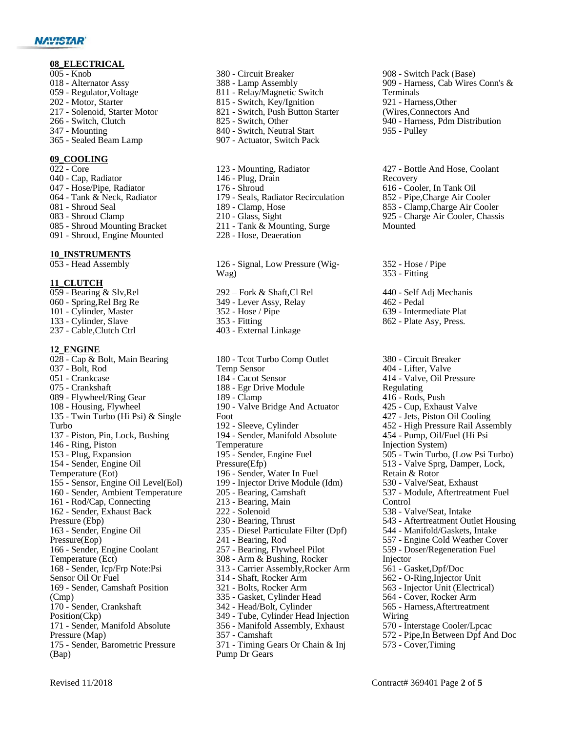## 08_ELECTRICAL

005 - Knob
018 - Alternator Assy
059 - Regulator,Voltage
202 - Motor, Starter
217 - Solenoid, Starter Motor
266 - Switch, Clutch
347 - Mounting
365 - Sealed Beam Lamp
380 - Circuit Breaker
388 - Lamp Assembly
811 - Relay/Magnetic Switch
815 - Switch, Key/Ignition
821 - Switch, Push Button Starter
825 - Switch, Other
840 - Switch, Neutral Start
907 - Actuator, Switch Pack
908 - Switch Pack (Base)
909 - Harness, Cab Wires Conn's & Terminals
921 - Harness,Other (Wires,Connectors And
940 - Harness, Pdm Distribution
955 - Pulley

## 09_COOLING

022 - Core
040 - Cap, Radiator
047 - Hose/Pipe, Radiator
064 - Tank & Neck, Radiator
081 - Shroud Seal
083 - Shroud Clamp
085 - Shroud Mounting Bracket
091 - Shroud, Engine Mounted
123 - Mounting, Radiator
146 - Plug, Drain
176 - Shroud
179 - Seals, Radiator Recirculation
189 - Clamp, Hose
210 - Glass, Sight
211 - Tank & Mounting, Surge
228 - Hose, Deaeration
427 - Bottle And Hose, Coolant Recovery
616 - Cooler, In Tank Oil
852 - Pipe,Charge Air Cooler
853 - Clamp,Charge Air Cooler
925 - Charge Air Cooler, Chassis Mounted

## 10_INSTRUMENTS

053 - Head Assembly
126 - Signal, Low Pressure (Wig-Wag)
352 - Hose / Pipe
353 - Fitting

## 11_CLUTCH

059 - Bearing & Slv,Rel
060 - Spring,Rel Brg Re
101 - Cylinder, Master
133 - Cylinder, Slave
237 - Cable,Clutch Ctrl
292 – Fork & Shaft,Cl Rel
349 - Lever Assy, Relay
352 - Hose / Pipe
353 - Fitting
403 - External Linkage
440 - Self Adj Mechanis
462 - Pedal
639 - Intermediate Plat
862 - Plate Asy, Press.

## 12_ENGINE

028 - Cap & Bolt, Main Bearing
037 - Bolt, Rod
051 - Crankcase
075 - Crankshaft
089 - Flywheel/Ring Gear
108 - Housing, Flywheel
135 - Twin Turbo (Hi Psi) & Single Turbo
137 - Piston, Pin, Lock, Bushing
146 - Ring, Piston
153 - Plug, Expansion
154 - Sender, Engine Oil Temperature (Eot)
155 - Sensor, Engine Oil Level(Eol)
160 - Sender, Ambient Temperature
161 - Rod/Cap, Connecting
162 - Sender, Exhaust Back Pressure (Ebp)
163 - Sender, Engine Oil Pressure(Eop)
166 - Sender, Engine Coolant Temperature (Ect)
168 - Sender, Icp/Frp Note:Psi Sensor Oil Or Fuel
169 - Sender, Camshaft Position (Cmp)
170 - Sender, Crankshaft Position(Ckp)
171 - Sender, Manifold Absolute Pressure (Map)
175 - Sender, Barometric Pressure (Bap)
180 - Tcot Turbo Comp Outlet Temp Sensor
184 - Cacot Sensor
188 - Egr Drive Module
189 - Clamp
190 - Valve Bridge And Actuator Foot
192 - Sleeve, Cylinder
194 - Sender, Manifold Absolute Temperature
195 - Sender, Engine Fuel Pressure(Efp)
196 - Sender, Water In Fuel
199 - Injector Drive Module (Idm)
205 - Bearing, Camshaft
213 - Bearing, Main
222 - Solenoid
230 - Bearing, Thrust
235 - Diesel Particulate Filter (Dpf)
241 - Bearing, Rod
257 - Bearing, Flywheel Pilot
308 - Arm & Bushing, Rocker
313 - Carrier Assembly,Rocker Arm
314 - Shaft, Rocker Arm
321 - Bolts, Rocker Arm
335 - Gasket, Cylinder Head
342 - Head/Bolt, Cylinder
349 - Tube, Cylinder Head Injection
356 - Manifold Assembly, Exhaust
357 - Camshaft
371 - Timing Gears Or Chain & Inj Pump Dr Gears
380 - Circuit Breaker
404 - Lifter, Valve
414 - Valve, Oil Pressure Regulating
416 - Rods, Push
425 - Cup, Exhaust Valve
427 - Jets, Piston Oil Cooling
452 - High Pressure Rail Assembly
454 - Pump, Oil/Fuel (Hi Psi Injection System)
505 - Twin Turbo, (Low Psi Turbo)
513 - Valve Sprg, Damper, Lock, Retain & Rotor
530 - Valve/Seat, Exhaust
537 - Module, Aftertreatment Fuel Control
538 - Valve/Seat, Intake
543 - Aftertreatment Outlet Housing
544 - Manifold/Gaskets, Intake
557 - Engine Cold Weather Cover
559 - Doser/Regeneration Fuel Injector
561 - Gasket,Dpf/Doc
562 - O-Ring,Injector Unit
563 - Injector Unit (Electrical)
564 - Cover, Rocker Arm
565 - Harness,Aftertreatment Wiring
570 - Interstage Cooler/Lpcac
572 - Pipe,In Between Dpf And Doc
573 - Cover,Timing

Revised 11/2018

Contract# 369401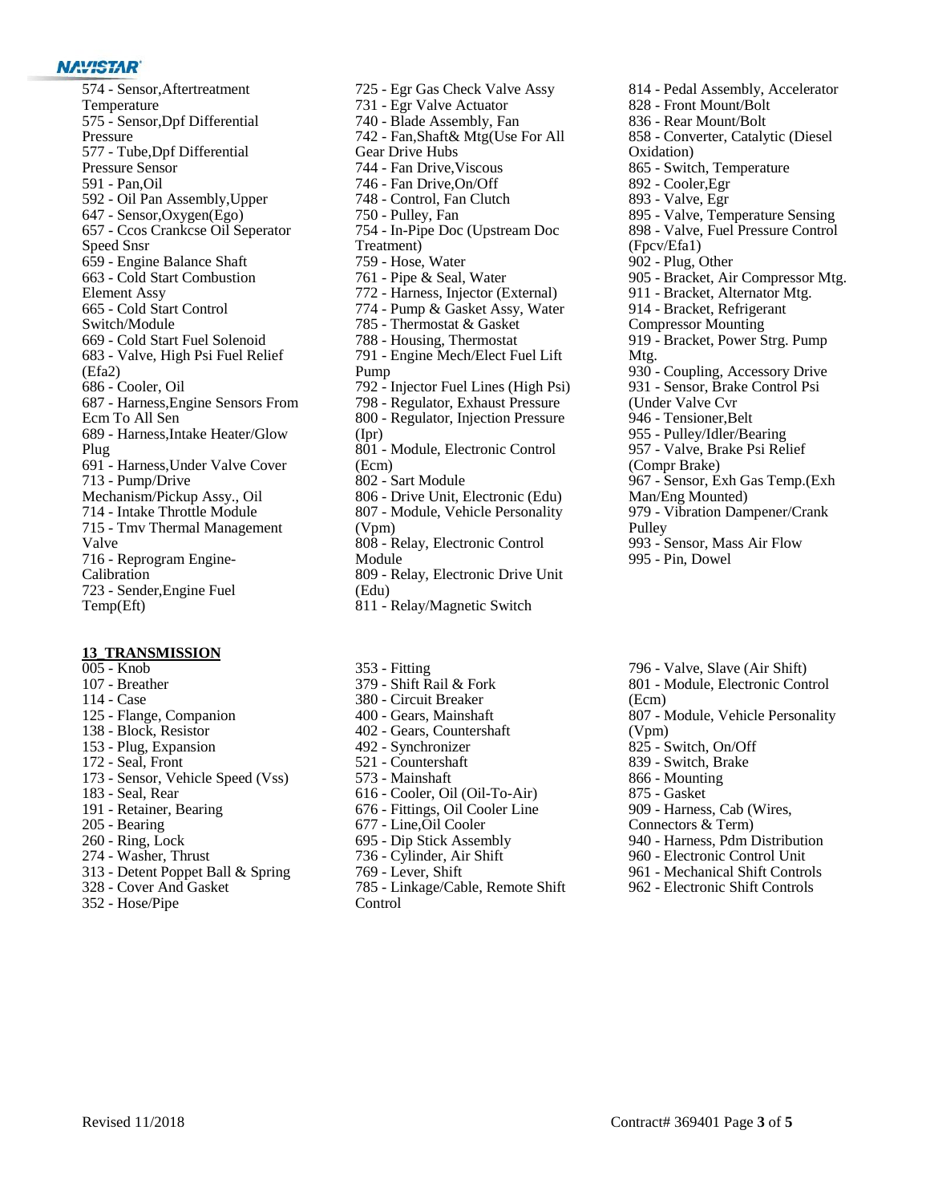574 - Sensor,Aftertreatment Temperature
575 - Sensor,Dpf Differential Pressure
577 - Tube,Dpf Differential Pressure Sensor
591 - Pan,Oil
592 - Oil Pan Assembly,Upper
647 - Sensor,Oxygen(Ego)
657 - Ccos Crankcse Oil Seperator Speed Snsr
659 - Engine Balance Shaft
663 - Cold Start Combustion Element Assy
665 - Cold Start Control Switch/Module
669 - Cold Start Fuel Solenoid
683 - Valve, High Psi Fuel Relief (Efa2)
686 - Cooler, Oil
687 - Harness,Engine Sensors From Ecm To All Sen
689 - Harness,Intake Heater/Glow Plug
691 - Harness,Under Valve Cover
713 - Pump/Drive Mechanism/Pickup Assy., Oil
714 - Intake Throttle Module
715 - Tmv Thermal Management Valve
716 - Reprogram Engine-Calibration
723 - Sender,Engine Fuel Temp(Eft)
725 - Egr Gas Check Valve Assy
731 - Egr Valve Actuator
740 - Blade Assembly, Fan
742 - Fan,Shaft& Mtg(Use For All Gear Drive Hubs
744 - Fan Drive,Viscous
746 - Fan Drive,On/Off
748 - Control, Fan Clutch
750 - Pulley, Fan
754 - In-Pipe Doc (Upstream Doc Treatment)
759 - Hose, Water
761 - Pipe & Seal, Water
772 - Harness, Injector (External)
774 - Pump & Gasket Assy, Water
785 - Thermostat & Gasket
788 - Housing, Thermostat
791 - Engine Mech/Elect Fuel Lift Pump
792 - Injector Fuel Lines (High Psi)
798 - Regulator, Exhaust Pressure
800 - Regulator, Injection Pressure (Ipr)
801 - Module, Electronic Control (Ecm)
802 - Sart Module
806 - Drive Unit, Electronic (Edu)
807 - Module, Vehicle Personality (Vpm)
808 - Relay, Electronic Control Module
809 - Relay, Electronic Drive Unit (Edu)
811 - Relay/Magnetic Switch
814 - Pedal Assembly, Accelerator
828 - Front Mount/Bolt
836 - Rear Mount/Bolt
858 - Converter, Catalytic (Diesel Oxidation)
865 - Switch, Temperature
892 - Cooler,Egr
893 - Valve, Egr
895 - Valve, Temperature Sensing
898 - Valve, Fuel Pressure Control (Fpcv/Efa1)
902 - Plug, Other
905 - Bracket, Air Compressor Mtg.
911 - Bracket, Alternator Mtg.
914 - Bracket, Refrigerant Compressor Mounting
919 - Bracket, Power Strg. Pump Mtg.
930 - Coupling, Accessory Drive
931 - Sensor, Brake Control Psi (Under Valve Cvr
946 - Tensioner,Belt
955 - Pulley/Idler/Bearing
957 - Valve, Brake Psi Relief (Compr Brake)
967 - Sensor, Exh Gas Temp.(Exh Man/Eng Mounted)
979 - Vibration Dampener/Crank Pulley
993 - Sensor, Mass Air Flow
995 - Pin, Dowel

**13_TRANSMISSION**

005 - Knob
107 - Breather
114 - Case
125 - Flange, Companion
138 - Block, Resistor
153 - Plug, Expansion
172 - Seal, Front
173 - Sensor, Vehicle Speed (Vss)
183 - Seal, Rear
191 - Retainer, Bearing
205 - Bearing
260 - Ring, Lock
274 - Washer, Thrust
313 - Detent Poppet Ball & Spring
328 - Cover And Gasket
352 - Hose/Pipe
353 - Fitting
379 - Shift Rail & Fork
380 - Circuit Breaker
400 - Gears, Mainshaft
402 - Gears, Countershaft
492 - Synchronizer
521 - Countershaft
573 - Mainshaft
616 - Cooler, Oil (Oil-To-Air)
676 - Fittings, Oil Cooler Line
677 - Line,Oil Cooler
695 - Dip Stick Assembly
736 - Cylinder, Air Shift
769 - Lever, Shift
785 - Linkage/Cable, Remote Shift Control
796 - Valve, Slave (Air Shift)
801 - Module, Electronic Control (Ecm)
807 - Module, Vehicle Personality (Vpm)
825 - Switch, On/Off
839 - Switch, Brake
866 - Mounting
875 - Gasket
909 - Harness, Cab (Wires, Connectors & Term)
940 - Harness, Pdm Distribution
960 - Electronic Control Unit
961 - Mechanical Shift Controls
962 - Electronic Shift Controls

Revised 11/2018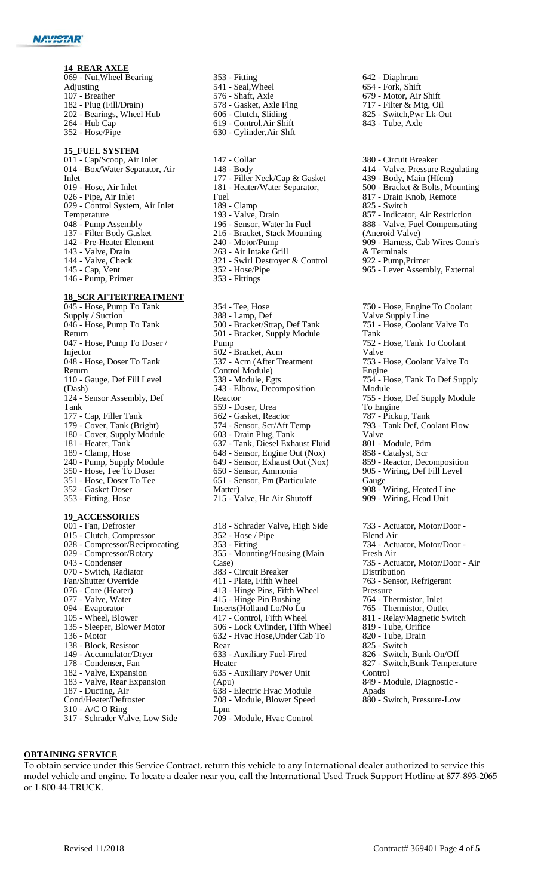## 14_REAR AXLE

- 069 - Nut,Wheel Bearing Adjusting
- 107 - Breather
- 182 - Plug (Fill/Drain)
- 202 - Bearings, Wheel Hub
- 264 - Hub Cap
- 352 - Hose/Pipe
- 353 - Fitting
- 541 - Seal,Wheel
- 576 - Shaft, Axle
- 578 - Gasket, Axle Flng
- 606 - Clutch, Sliding
- 619 - Control,Air Shift
- 630 - Cylinder,Air Shft
- 642 - Diaphram
- 654 - Fork, Shift
- 679 - Motor, Air Shift
- 717 - Filter & Mtg, Oil
- 825 - Switch,Pwr Lk-Out
- 843 - Tube, Axle

## 15_FUEL SYSTEM

- 011 - Cap/Scoop, Air Inlet
- 014 - Box/Water Separator, Air Inlet
- 019 - Hose, Air Inlet
- 026 - Pipe, Air Inlet
- 029 - Control System, Air Inlet Temperature
- 048 - Pump Assembly
- 137 - Filter Body Gasket
- 142 - Pre-Heater Element
- 143 - Valve, Drain
- 144 - Valve, Check
- 145 - Cap, Vent
- 146 - Pump, Primer
- 147 - Collar
- 148 - Body
- 177 - Filler Neck/Cap & Gasket
- 181 - Heater/Water Separator, Fuel
- 189 - Clamp
- 193 - Valve, Drain
- 196 - Sensor, Water In Fuel
- 216 - Bracket, Stack Mounting
- 240 - Motor/Pump
- 263 - Air Intake Grill
- 321 - Swirl Destroyer & Control
- 352 - Hose/Pipe
- 353 - Fittings
- 380 - Circuit Breaker
- 414 - Valve, Pressure Regulating
- 439 - Body, Main (Hfcm)
- 500 - Bracket & Bolts, Mounting
- 817 - Drain Knob, Remote
- 825 - Switch
- 857 - Indicator, Air Restriction
- 888 - Valve, Fuel Compensating (Aneroid Valve)
- 909 - Harness, Cab Wires Conn's & Terminals
- 922 - Pump,Primer
- 965 - Lever Assembly, External

## 18_SCR AFTERTREATMENT

- 045 - Hose, Pump To Tank Supply / Suction
- 046 - Hose, Pump To Tank Return
- 047 - Hose, Pump To Doser / Injector
- 048 - Hose, Doser To Tank Return
- 110 - Gauge, Def Fill Level (Dash)
- 124 - Sensor Assembly, Def Tank
- 177 - Cap, Filler Tank
- 179 - Cover, Tank (Bright)
- 180 - Cover, Supply Module
- 181 - Heater, Tank
- 189 - Clamp, Hose
- 240 - Pump, Supply Module
- 350 - Hose, Tee To Doser
- 351 - Hose, Doser To Tee
- 352 - Gasket Doser
- 353 - Fitting, Hose
- 354 - Tee, Hose
- 388 - Lamp, Def
- 500 - Bracket/Strap, Def Tank
- 501 - Bracket, Supply Module Pump
- 502 - Bracket, Acm
- 537 - Acm (After Treatment Control Module)
- 538 - Module, Egts
- 543 - Elbow, Decomposition Reactor
- 559 - Doser, Urea
- 562 - Gasket, Reactor
- 574 - Sensor, Scr/Aft Temp
- 603 - Drain Plug, Tank
- 637 - Tank, Diesel Exhaust Fluid
- 648 - Sensor, Engine Out (Nox)
- 649 - Sensor, Exhaust Out (Nox)
- 650 - Sensor, Ammonia
- 651 - Sensor, Pm (Particulate Matter)
- 715 - Valve, Hc Air Shutoff
- 750 - Hose, Engine To Coolant Valve Supply Line
- 751 - Hose, Coolant Valve To Tank
- 752 - Hose, Tank To Coolant Valve
- 753 - Hose, Coolant Valve To Engine
- 754 - Hose, Tank To Def Supply Module
- 755 - Hose, Def Supply Module To Engine
- 787 - Pickup, Tank
- 793 - Tank Def, Coolant Flow Valve
- 801 - Module, Pdm
- 858 - Catalyst, Scr
- 859 - Reactor, Decomposition
- 905 - Wiring, Def Fill Level Gauge
- 908 - Wiring, Heated Line
- 909 - Wiring, Head Unit

## 19_ACCESSORIES

- 001 - Fan, Defroster
- 015 - Clutch, Compressor
- 028 - Compressor/Reciprocating
- 029 - Compressor/Rotary
- 043 - Condenser
- 070 - Switch, Radiator Fan/Shutter Override
- 076 - Core (Heater)
- 077 - Valve, Water
- 094 - Evaporator
- 105 - Wheel, Blower
- 135 - Sleeper, Blower Motor
- 136 - Motor
- 138 - Block, Resistor
- 149 - Accumulator/Dryer
- 178 - Condenser, Fan
- 182 - Valve, Expansion
- 183 - Valve, Rear Expansion
- 187 - Ducting, Air Cond/Heater/Defroster
- 310 - A/C O Ring
- 317 - Schrader Valve, Low Side
- 318 - Schrader Valve, High Side
- 352 - Hose / Pipe
- 353 - Fitting
- 355 - Mounting/Housing (Main Case)
- 383 - Circuit Breaker
- 411 - Plate, Fifth Wheel
- 413 - Hinge Pins, Fifth Wheel
- 415 - Hinge Pin Bushing Inserts(Holland Lo/No Lu
- 417 - Control, Fifth Wheel
- 506 - Lock Cylinder, Fifth Wheel
- 632 - Hvac Hose,Under Cab To Rear
- 633 - Auxiliary Fuel-Fired Heater
- 635 - Auxiliary Power Unit (Apu)
- 638 - Electric Hvac Module
- 708 - Module, Blower Speed Lpm
- 709 - Module, Hvac Control
- 733 - Actuator, Motor/Door - Blend Air
- 734 - Actuator, Motor/Door - Fresh Air
- 735 - Actuator, Motor/Door - Air Distribution
- 763 - Sensor, Refrigerant Pressure
- 764 - Thermistor, Inlet
- 765 - Thermistor, Outlet
- 811 - Relay/Magnetic Switch
- 819 - Tube, Orifice
- 820 - Tube, Drain
- 825 - Switch
- 826 - Switch, Bunk-On/Off
- 827 - Switch,Bunk-Temperature Control
- 849 - Module, Diagnostic - Apads
- 880 - Switch, Pressure-Low

## OBTAINING SERVICE

To obtain service under this Service Contract, return this vehicle to any International dealer authorized to service this model vehicle and engine. To locate a dealer near you, call the International Used Truck Support Hotline at 877-893-2065 or 1-800-44-TRUCK.

Revised 11/2018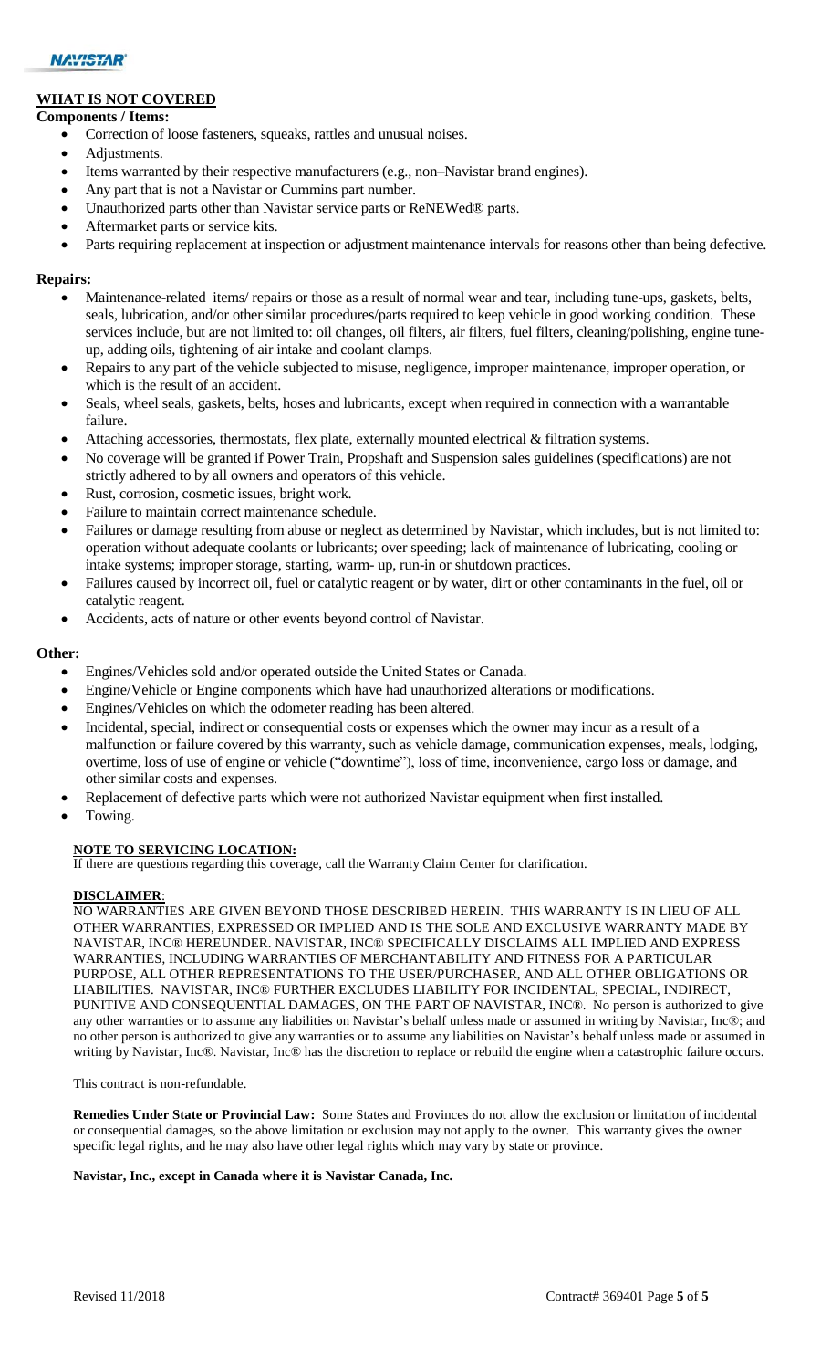## WHAT IS NOT COVERED

**Components / Items:**

- Correction of loose fasteners, squeaks, rattles and unusual noises.
- Adjustments.
- Items warranted by their respective manufacturers (e.g., non–Navistar brand engines).
- Any part that is not a Navistar or Cummins part number.
- Unauthorized parts other than Navistar service parts or ReNEWed® parts.
- Aftermarket parts or service kits.
- Parts requiring replacement at inspection or adjustment maintenance intervals for reasons other than being defective.

**Repairs:**

- Maintenance-related items/ repairs or those as a result of normal wear and tear, including tune-ups, gaskets, belts, seals, lubrication, and/or other similar procedures/parts required to keep vehicle in good working condition. These services include, but are not limited to: oil changes, oil filters, air filters, fuel filters, cleaning/polishing, engine tune-up, adding oils, tightening of air intake and coolant clamps.
- Repairs to any part of the vehicle subjected to misuse, negligence, improper maintenance, improper operation, or which is the result of an accident.
- Seals, wheel seals, gaskets, belts, hoses and lubricants, except when required in connection with a warrantable failure.
- Attaching accessories, thermostats, flex plate, externally mounted electrical & filtration systems.
- No coverage will be granted if Power Train, Propshaft and Suspension sales guidelines (specifications) are not strictly adhered to by all owners and operators of this vehicle.
- Rust, corrosion, cosmetic issues, bright work.
- Failure to maintain correct maintenance schedule.
- Failures or damage resulting from abuse or neglect as determined by Navistar, which includes, but is not limited to: operation without adequate coolants or lubricants; over speeding; lack of maintenance of lubricating, cooling or intake systems; improper storage, starting, warm- up, run-in or shutdown practices.
- Failures caused by incorrect oil, fuel or catalytic reagent or by water, dirt or other contaminants in the fuel, oil or catalytic reagent.
- Accidents, acts of nature or other events beyond control of Navistar.

**Other:**

- Engines/Vehicles sold and/or operated outside the United States or Canada.
- Engine/Vehicle or Engine components which have had unauthorized alterations or modifications.
- Engines/Vehicles on which the odometer reading has been altered.
- Incidental, special, indirect or consequential costs or expenses which the owner may incur as a result of a malfunction or failure covered by this warranty, such as vehicle damage, communication expenses, meals, lodging, overtime, loss of use of engine or vehicle ("downtime"), loss of time, inconvenience, cargo loss or damage, and other similar costs and expenses.
- Replacement of defective parts which were not authorized Navistar equipment when first installed.
- Towing.

**NOTE TO SERVICING LOCATION:**

If there are questions regarding this coverage, call the Warranty Claim Center for clarification.

**DISCLAIMER**:

NO WARRANTIES ARE GIVEN BEYOND THOSE DESCRIBED HEREIN. THIS WARRANTY IS IN LIEU OF ALL OTHER WARRANTIES, EXPRESSED OR IMPLIED AND IS THE SOLE AND EXCLUSIVE WARRANTY MADE BY NAVISTAR, INC® HEREUNDER. NAVISTAR, INC® SPECIFICALLY DISCLAIMS ALL IMPLIED AND EXPRESS WARRANTIES, INCLUDING WARRANTIES OF MERCHANTABILITY AND FITNESS FOR A PARTICULAR PURPOSE, ALL OTHER REPRESENTATIONS TO THE USER/PURCHASER, AND ALL OTHER OBLIGATIONS OR LIABILITIES. NAVISTAR, INC® FURTHER EXCLUDES LIABILITY FOR INCIDENTAL, SPECIAL, INDIRECT, PUNITIVE AND CONSEQUENTIAL DAMAGES, ON THE PART OF NAVISTAR, INC®. No person is authorized to give any other warranties or to assume any liabilities on Navistar's behalf unless made or assumed in writing by Navistar, Inc®; and no other person is authorized to give any warranties or to assume any liabilities on Navistar's behalf unless made or assumed in writing by Navistar, Inc®. Navistar, Inc® has the discretion to replace or rebuild the engine when a catastrophic failure occurs.

This contract is non-refundable.

**Remedies Under State or Provincial Law:** Some States and Provinces do not allow the exclusion or limitation of incidental or consequential damages, so the above limitation or exclusion may not apply to the owner. This warranty gives the owner specific legal rights, and he may also have other legal rights which may vary by state or province.

**Navistar, Inc., except in Canada where it is Navistar Canada, Inc.**

Revised 11/2018

Contract# 369401